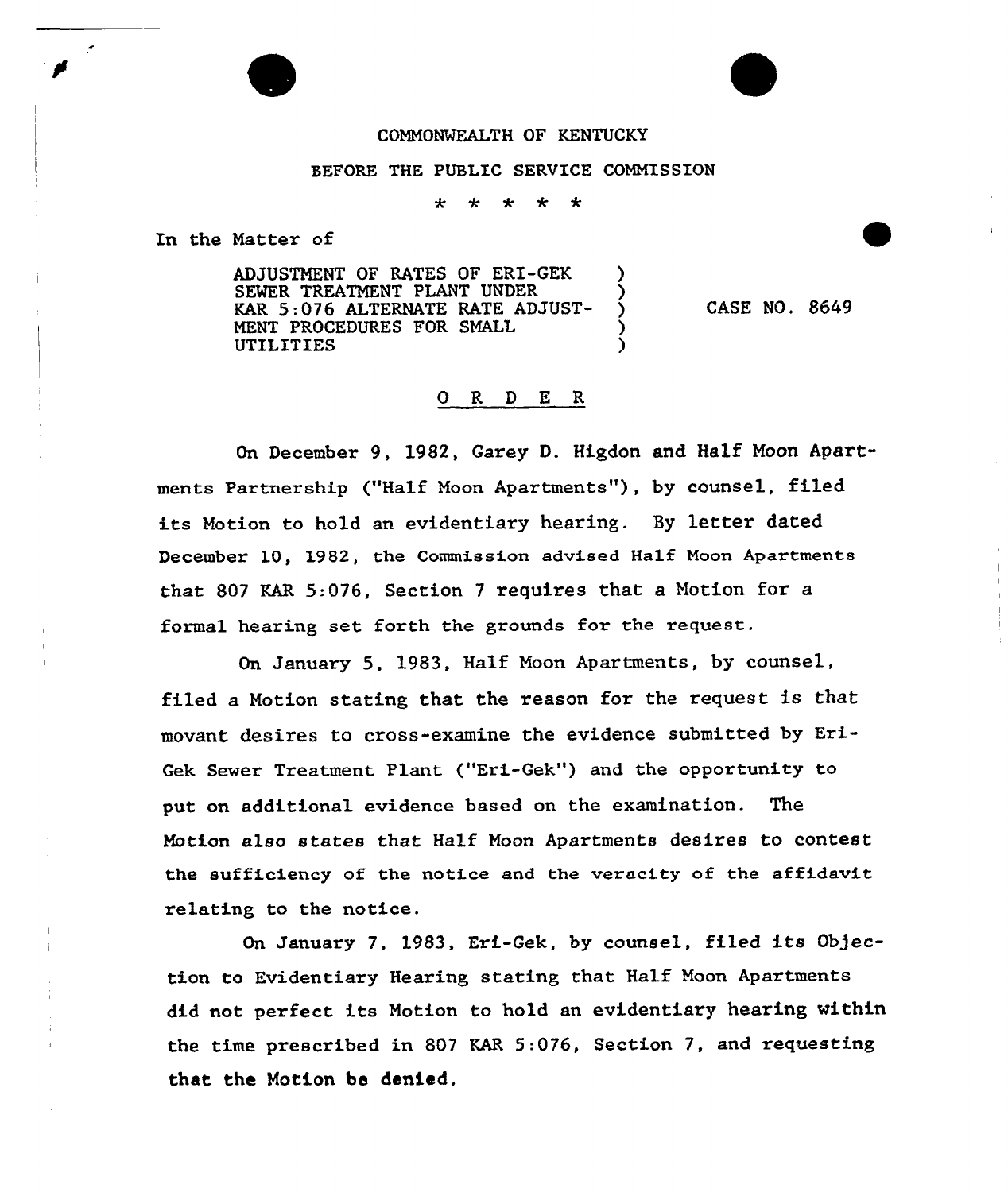COMMONWEALTH OF KENTUCKY

BEFORE THE PUBLIC SERVICE COMMISSION

\* \* \* \* \*

In the Matter of

| | | |
|---|---|---|
| ADJUSTMENT OF RATES OF ERI-GEK SEWER TREATMENT PLANT UNDER KAR 5:076 ALTERNATE RATE ADJUSTMENT PROCEDURES FOR SMALL UTILITIES | ) | CASE NO. 8649 |

## O R D E R

On December 9, 1982, Garey D. Higdon and Half Moon Apartments Partnership ("Half Moon Apartments"), by counsel, filed its Motion to hold an evidentiary hearing. By letter dated December 10, 1982, the Commission advised Half Moon Apartments that 807 KAR 5:076, Section 7 requires that a Motion for a formal hearing set forth the grounds for the request.

On January 5, 1983, Half Moon Apartments, by counsel, filed a Motion stating that the reason for the request is that movant desires to cross-examine the evidence submitted by Eri-Gek Sewer Treatment Plant ("Eri-Gek") and the opportunity to put on additional evidence based on the examination. The Motion also states that Half Moon Apartments desires to contest the sufficiency of the notice and the veracity of the affidavit relating to the notice.

On January 7, 1983, Eri-Gek, by counsel, filed its Objection to Evidentiary Hearing stating that Half Moon Apartments did not perfect its Motion to hold an evidentiary hearing within the time prescribed in 807 KAR 5:076, Section 7, and requesting that the Motion be denied.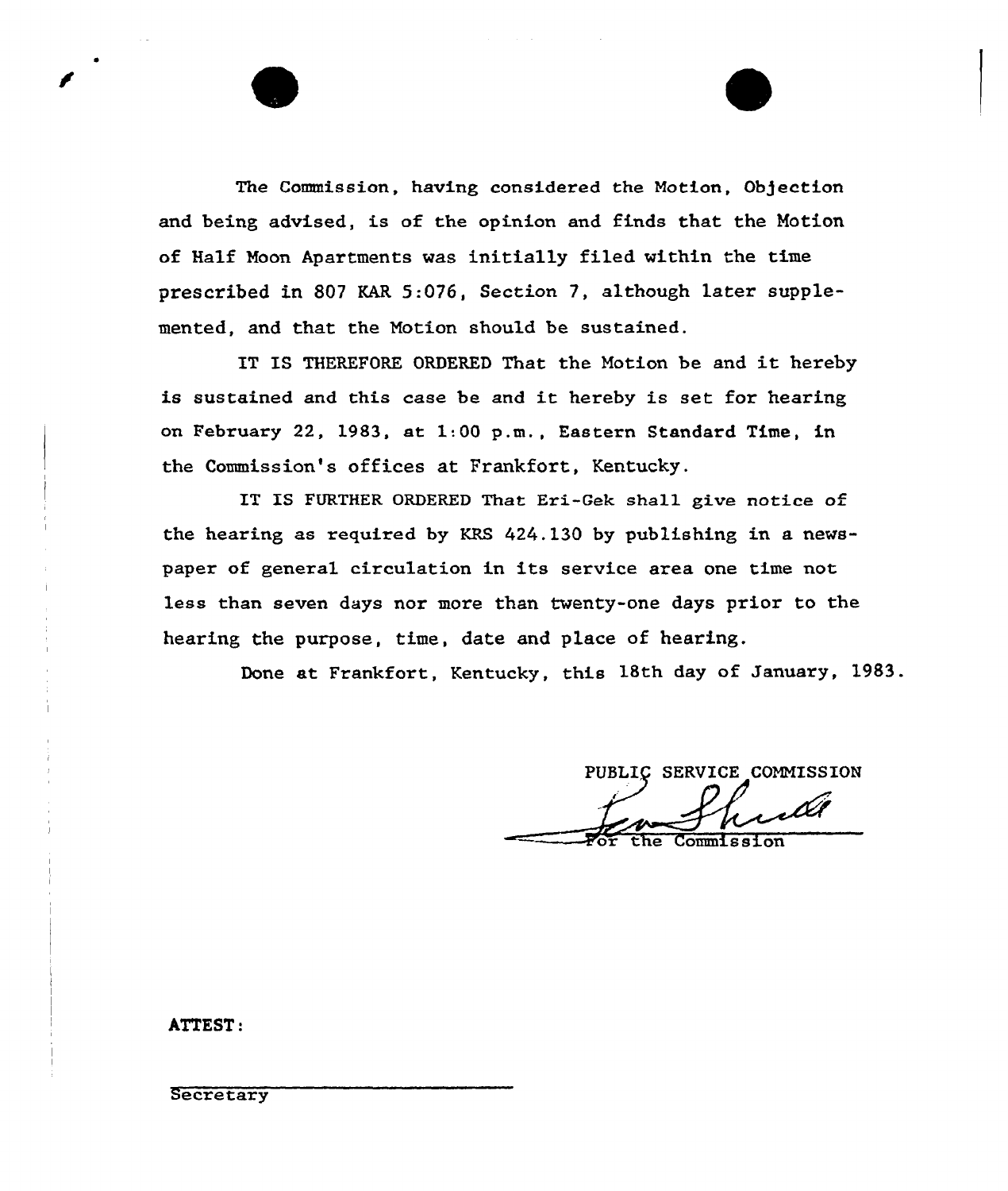The Commission, having considered the Motion, Objection and being advised, is of the opinion and finds that the Motion of Half Moon Apartments was initially filed within the time prescribed in 807 KAR 5:076, Section 7, although later supplemented, and that the Motion should be sustained.

IT IS THEREFORE ORDERED That the Motion be and it hereby is sustained and this case be and it hereby is set for hearing on February 22, 1983, at 1:00 p.m., Eastern Standard Time, in the Commission's offices at Frankfort, Kentucky.

IT IS FURTHER ORDERED That Eri-Gek shall give notice of the hearing as required by KRS 424.130 by publishing in a newspaper of general circulation in its service area one time not less than seven days nor more than twenty-one days prior to the hearing the purpose, time, date and place of hearing.

Done at Frankfort, Kentucky, this 18th day of January, 1983.

PUBLIC SERVICE COMMISSION

For the Commission

ATTEST:

Secretary